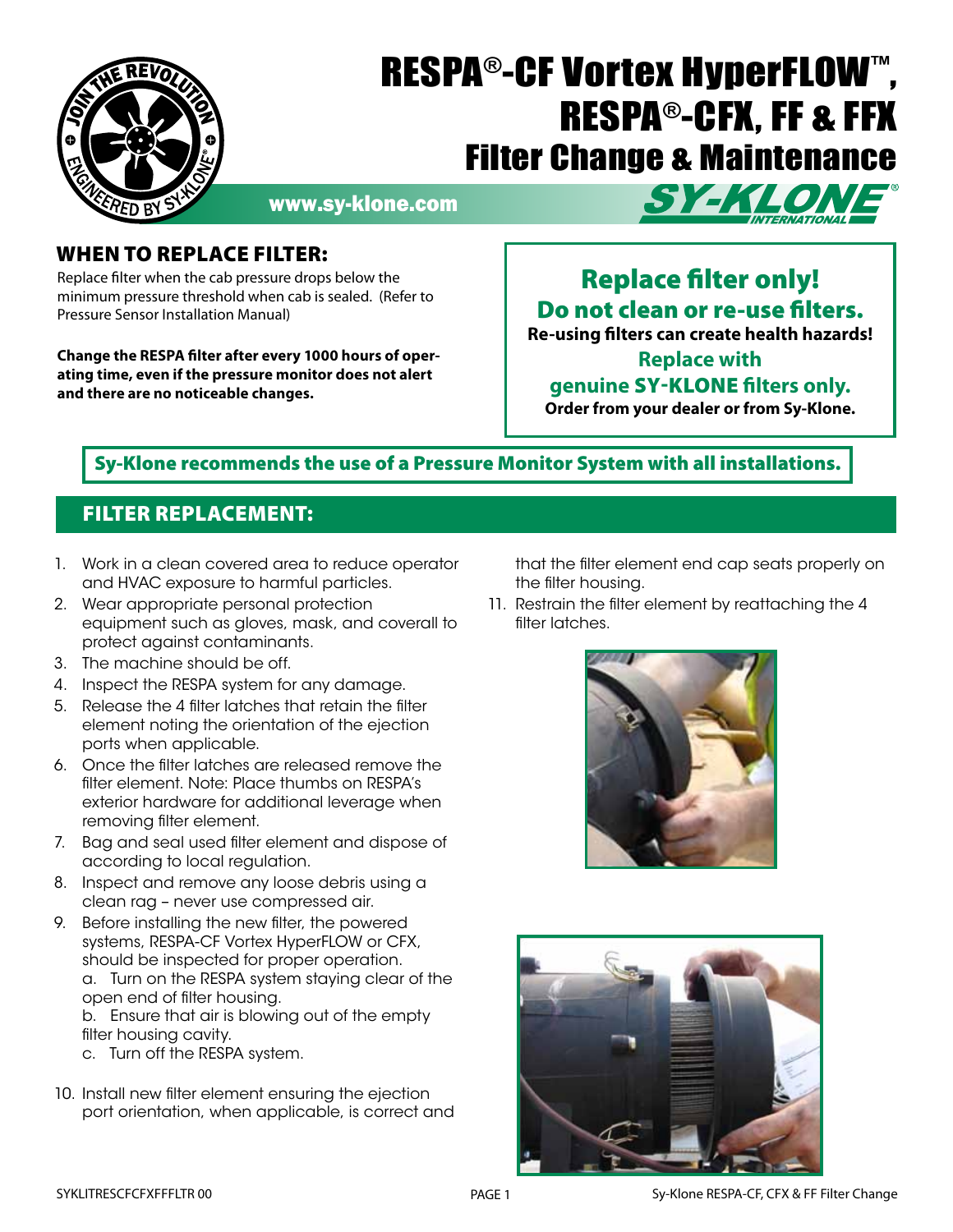# RESPA®-CF Vortex HyperFLOW™, RESPA®-CFX, FF & FFX
## Filter Change & Maintenance

www.sy-klone.com

## WHEN TO REPLACE FILTER:

Replace filter when the cab pressure drops below the minimum pressure threshold when cab is sealed. (Refer to Pressure Sensor Installation Manual)

**Change the RESPA filter after every 1000 hours of operating time, even if the pressure monitor does not alert and there are no noticeable changes.**

**Replace filter only!**
**Do not clean or re-use filters.**
**Re-using filters can create health hazards!**
**Replace with genuine SY-KLONE filters only.**
**Order from your dealer or from Sy-Klone.**

**Sy-Klone recommends the use of a Pressure Monitor System with all installations.**

## FILTER REPLACEMENT:

1. Work in a clean covered area to reduce operator and HVAC exposure to harmful particles.
2. Wear appropriate personal protection equipment such as gloves, mask, and coverall to protect against contaminants.
3. The machine should be off.
4. Inspect the RESPA system for any damage.
5. Release the 4 filter latches that retain the filter element noting the orientation of the ejection ports when applicable.
6. Once the filter latches are released remove the filter element. Note: Place thumbs on RESPA's exterior hardware for additional leverage when removing filter element.
7. Bag and seal used filter element and dispose of according to local regulation.
8. Inspect and remove any loose debris using a clean rag – never use compressed air.
9. Before installing the new filter, the powered systems, RESPA-CF Vortex HyperFLOW or CFX, should be inspected for proper operation.
   a. Turn on the RESPA system staying clear of the open end of filter housing.
   b. Ensure that air is blowing out of the empty filter housing cavity.
   c. Turn off the RESPA system.
10. Install new filter element ensuring the ejection port orientation, when applicable, is correct and that the filter element end cap seats properly on the filter housing.
11. Restrain the filter element by reattaching the 4 filter latches.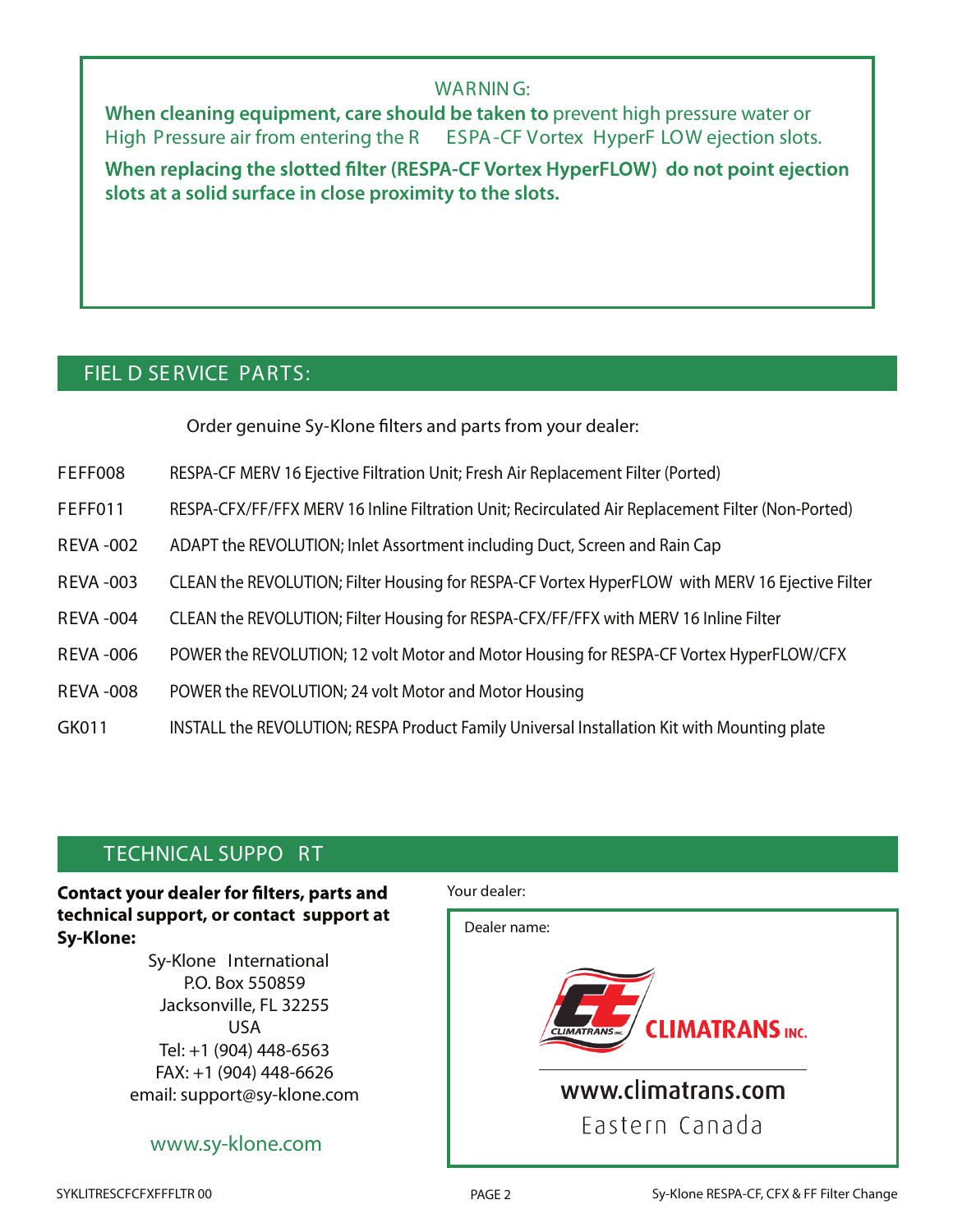**WARNING:**

**When cleaning equipment, care should be taken to** prevent high pressure water or High Pressure air from entering the RESPA-CF Vortex HyperFLOW ejection slots.

**When replacing the slotted filter (RESPA-CF Vortex HyperFLOW) do not point ejection slots at a solid surface in close proximity to the slots.**

## FIELD SERVICE PARTS:

Order genuine Sy-Klone filters and parts from your dealer:

| | |
|---|---|
| FEFF008 | RESPA-CF MERV 16 Ejective Filtration Unit; Fresh Air Replacement Filter (Ported) |
| FEFF011 | RESPA-CFX/FF/FFX MERV 16 Inline Filtration Unit; Recirculated Air Replacement Filter (Non-Ported) |
| REVA-002 | ADAPT the REVOLUTION; Inlet Assortment including Duct, Screen and Rain Cap |
| REVA-003 | CLEAN the REVOLUTION; Filter Housing for RESPA-CF Vortex HyperFLOW with MERV 16 Ejective Filter |
| REVA-004 | CLEAN the REVOLUTION; Filter Housing for RESPA-CFX/FF/FFX with MERV 16 Inline Filter |
| REVA-006 | POWER the REVOLUTION; 12 volt Motor and Motor Housing for RESPA-CF Vortex HyperFLOW/CFX |
| REVA-008 | POWER the REVOLUTION; 24 volt Motor and Motor Housing |
| GK011 | INSTALL the REVOLUTION; RESPA Product Family Universal Installation Kit with Mounting plate |

## TECHNICAL SUPPORT

**Contact your dealer for filters, parts and technical support, or contact support at Sy-Klone:**

Sy-Klone International
P.O. Box 550859
Jacksonville, FL 32255
USA
Tel: +1 (904) 448-6563
FAX: +1 (904) 448-6626
email: support@sy-klone.com

www.sy-klone.com

Your dealer:

Dealer name:

CLIMATRANS INC.

www.climatrans.com

Eastern Canada

SYKLITRESCFCFXFFFLTR 00

Sy-Klone RESPA-CF, CFX & FF Filter Change